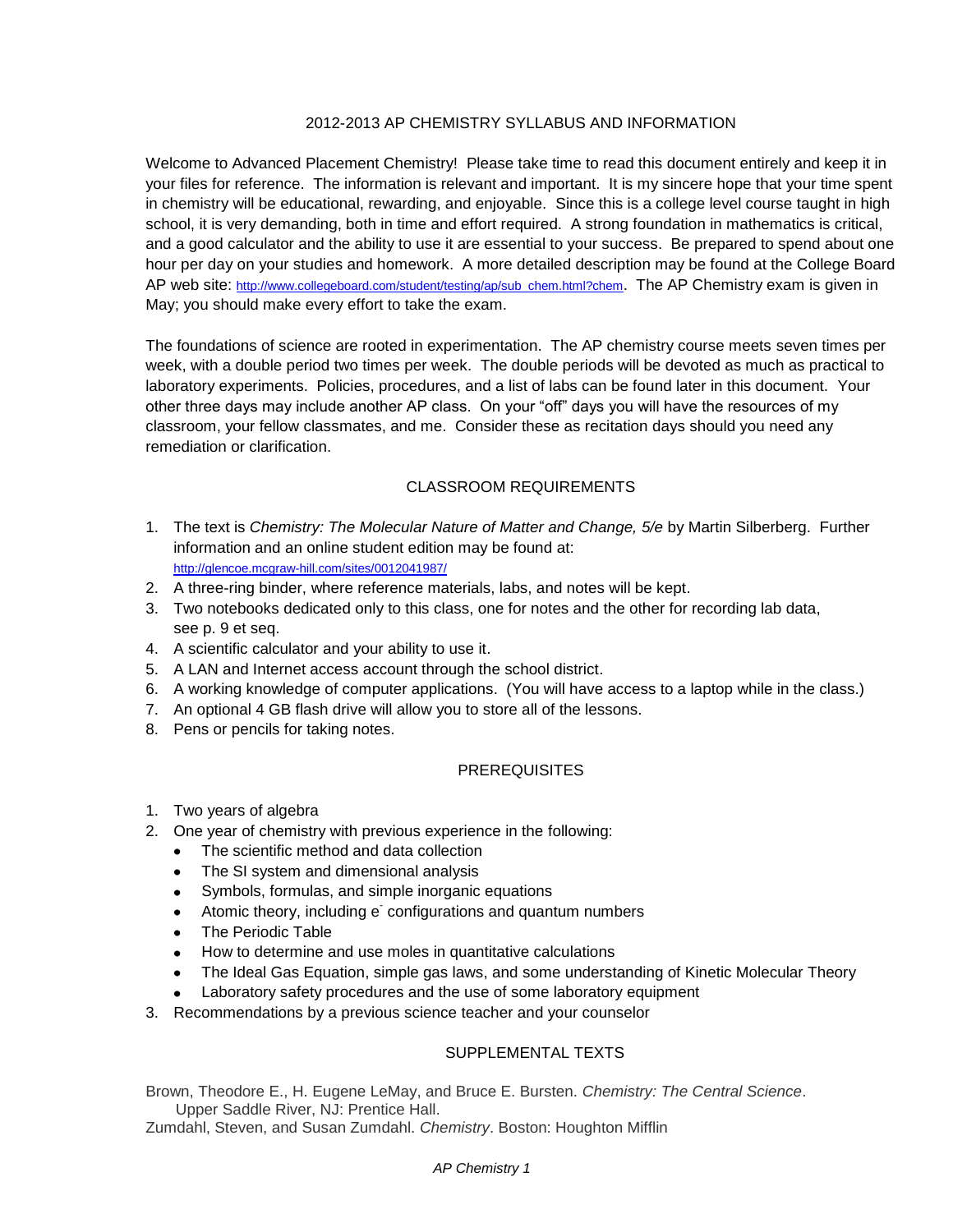# 2012-2013 AP CHEMISTRY SYLLABUS AND INFORMATION

Welcome to Advanced Placement Chemistry! Please take time to read this document entirely and keep it in your files for reference. The information is relevant and important. It is my sincere hope that your time spent in chemistry will be educational, rewarding, and enjoyable. Since this is a college level course taught in high school, it is very demanding, both in time and effort required. A strong foundation in mathematics is critical, and a good calculator and the ability to use it are essential to your success. Be prepared to spend about one hour per day on your studies and homework. A more detailed description may be found at the College Board AP web site: http://www.collegeboard.com/student/testing/ap/sub_chem.html?chem. The AP Chemistry exam is given in May; you should make every effort to take the exam.

The foundations of science are rooted in experimentation. The AP chemistry course meets seven times per week, with a double period two times per week. The double periods will be devoted as much as practical to laboratory experiments. Policies, procedures, and a list of labs can be found later in this document. Your other three days may include another AP class. On your "off" days you will have the resources of my classroom, your fellow classmates, and me. Consider these as recitation days should you need any remediation or clarification.

## CLASSROOM REQUIREMENTS

1. The text is *Chemistry: The Molecular Nature of Matter and Change, 5/e* by Martin Silberberg. Further information and an online student edition may be found at: http://glencoe.mcgraw-hill.com/sites/0012041987/
2. A three-ring binder, where reference materials, labs, and notes will be kept.
3. Two notebooks dedicated only to this class, one for notes and the other for recording lab data, see p. 9 et seq.
4. A scientific calculator and your ability to use it.
5. A LAN and Internet access account through the school district.
6. A working knowledge of computer applications. (You will have access to a laptop while in the class.)
7. An optional 4 GB flash drive will allow you to store all of the lessons.
8. Pens or pencils for taking notes.

## PREREQUISITES

1. Two years of algebra
2. One year of chemistry with previous experience in the following:
   - The scientific method and data collection
   - The SI system and dimensional analysis
   - Symbols, formulas, and simple inorganic equations
   - Atomic theory, including $e^-$ configurations and quantum numbers
   - The Periodic Table
   - How to determine and use moles in quantitative calculations
   - The Ideal Gas Equation, simple gas laws, and some understanding of Kinetic Molecular Theory
   - Laboratory safety procedures and the use of some laboratory equipment
3. Recommendations by a previous science teacher and your counselor

## SUPPLEMENTAL TEXTS

Brown, Theodore E., H. Eugene LeMay, and Bruce E. Bursten. *Chemistry: The Central Science*. Upper Saddle River, NJ: Prentice Hall.

Zumdahl, Steven, and Susan Zumdahl. *Chemistry*. Boston: Houghton Mifflin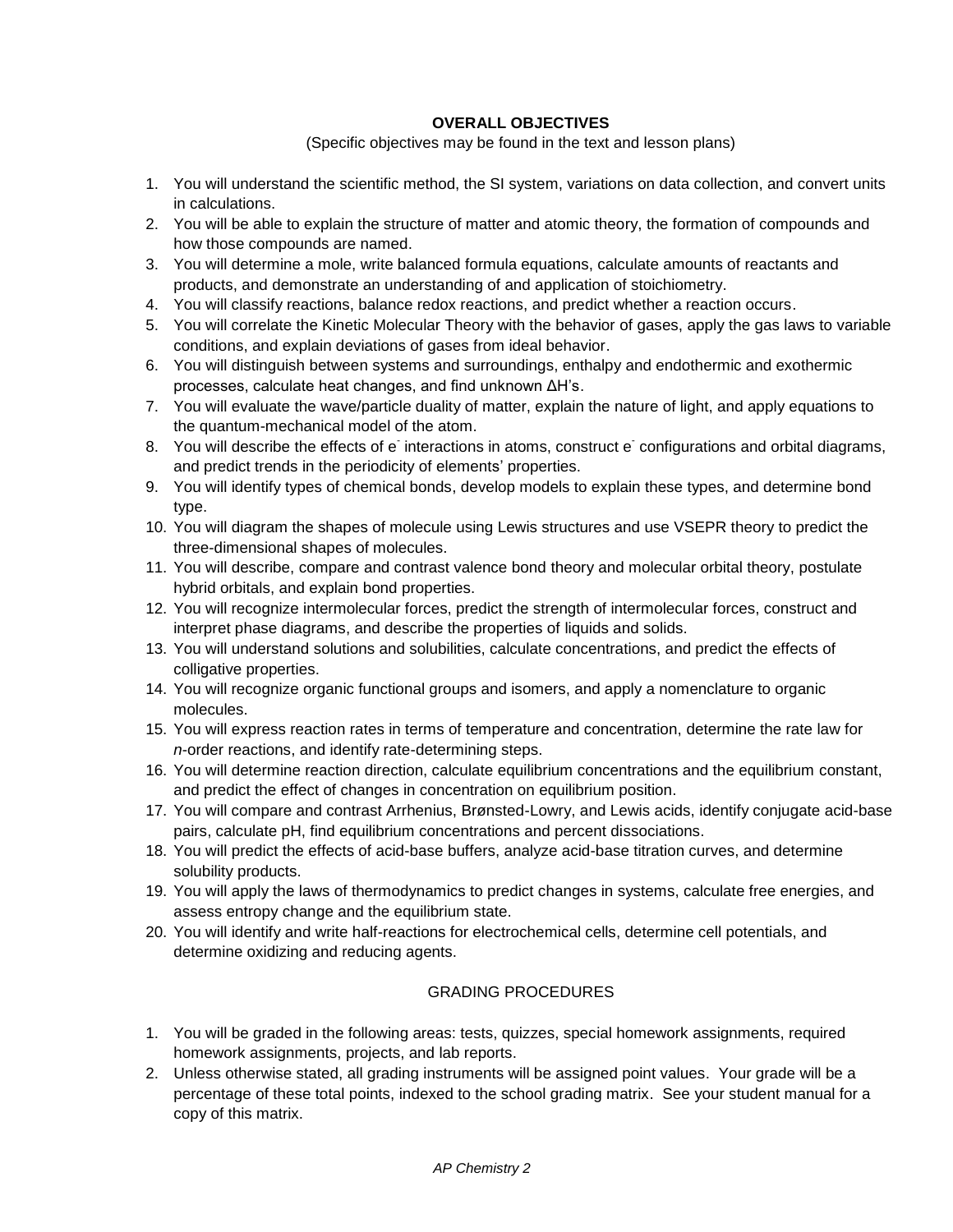## OVERALL OBJECTIVES

(Specific objectives may be found in the text and lesson plans)

1. You will understand the scientific method, the SI system, variations on data collection, and convert units in calculations.
2. You will be able to explain the structure of matter and atomic theory, the formation of compounds and how those compounds are named.
3. You will determine a mole, write balanced formula equations, calculate amounts of reactants and products, and demonstrate an understanding of and application of stoichiometry.
4. You will classify reactions, balance redox reactions, and predict whether a reaction occurs.
5. You will correlate the Kinetic Molecular Theory with the behavior of gases, apply the gas laws to variable conditions, and explain deviations of gases from ideal behavior.
6. You will distinguish between systems and surroundings, enthalpy and endothermic and exothermic processes, calculate heat changes, and find unknown $\Delta H$'s.
7. You will evaluate the wave/particle duality of matter, explain the nature of light, and apply equations to the quantum-mechanical model of the atom.
8. You will describe the effects of $e^-$ interactions in atoms, construct $e^-$ configurations and orbital diagrams, and predict trends in the periodicity of elements' properties.
9. You will identify types of chemical bonds, develop models to explain these types, and determine bond type.
10. You will diagram the shapes of molecule using Lewis structures and use VSEPR theory to predict the three-dimensional shapes of molecules.
11. You will describe, compare and contrast valence bond theory and molecular orbital theory, postulate hybrid orbitals, and explain bond properties.
12. You will recognize intermolecular forces, predict the strength of intermolecular forces, construct and interpret phase diagrams, and describe the properties of liquids and solids.
13. You will understand solutions and solubilities, calculate concentrations, and predict the effects of colligative properties.
14. You will recognize organic functional groups and isomers, and apply a nomenclature to organic molecules.
15. You will express reaction rates in terms of temperature and concentration, determine the rate law for *n*-order reactions, and identify rate-determining steps.
16. You will determine reaction direction, calculate equilibrium concentrations and the equilibrium constant, and predict the effect of changes in concentration on equilibrium position.
17. You will compare and contrast Arrhenius, Brønsted-Lowry, and Lewis acids, identify conjugate acid-base pairs, calculate pH, find equilibrium concentrations and percent dissociations.
18. You will predict the effects of acid-base buffers, analyze acid-base titration curves, and determine solubility products.
19. You will apply the laws of thermodynamics to predict changes in systems, calculate free energies, and assess entropy change and the equilibrium state.
20. You will identify and write half-reactions for electrochemical cells, determine cell potentials, and determine oxidizing and reducing agents.

## GRADING PROCEDURES

1. You will be graded in the following areas: tests, quizzes, special homework assignments, required homework assignments, projects, and lab reports.
2. Unless otherwise stated, all grading instruments will be assigned point values. Your grade will be a percentage of these total points, indexed to the school grading matrix. See your student manual for a copy of this matrix.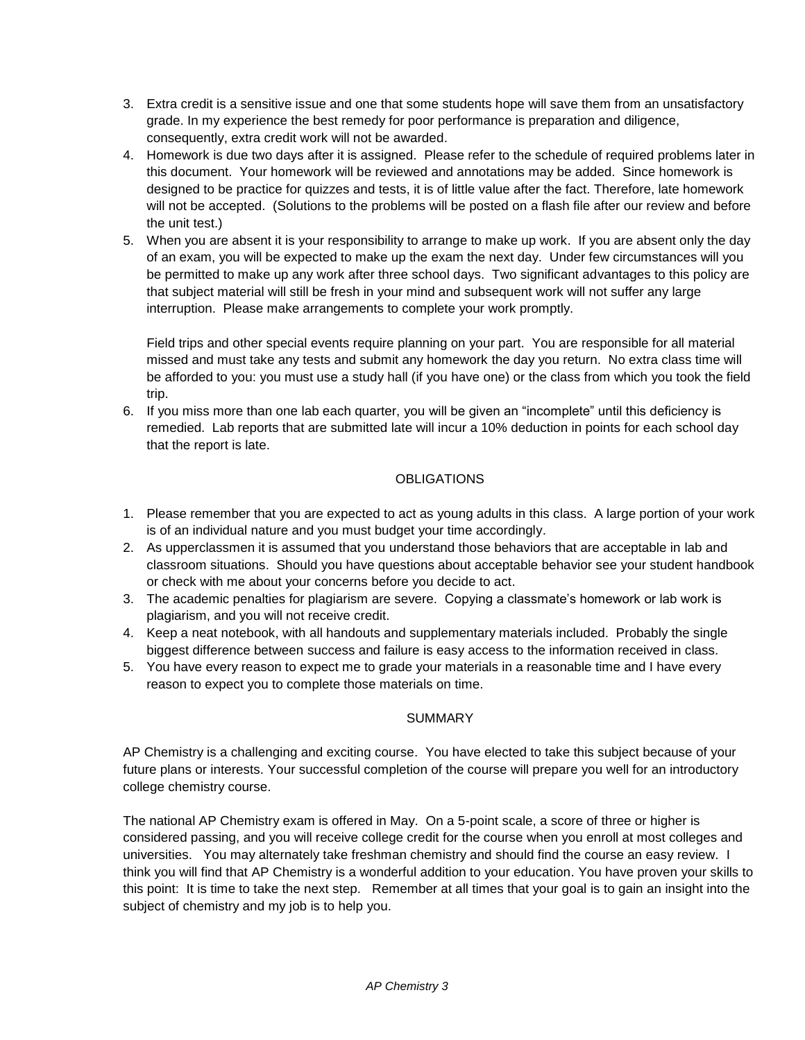3. Extra credit is a sensitive issue and one that some students hope will save them from an unsatisfactory grade. In my experience the best remedy for poor performance is preparation and diligence, consequently, extra credit work will not be awarded.
4. Homework is due two days after it is assigned. Please refer to the schedule of required problems later in this document. Your homework will be reviewed and annotations may be added. Since homework is designed to be practice for quizzes and tests, it is of little value after the fact. Therefore, late homework will not be accepted. (Solutions to the problems will be posted on a flash file after our review and before the unit test.)
5. When you are absent it is your responsibility to arrange to make up work. If you are absent only the day of an exam, you will be expected to make up the exam the next day. Under few circumstances will you be permitted to make up any work after three school days. Two significant advantages to this policy are that subject material will still be fresh in your mind and subsequent work will not suffer any large interruption. Please make arrangements to complete your work promptly.

   Field trips and other special events require planning on your part. You are responsible for all material missed and must take any tests and submit any homework the day you return. No extra class time will be afforded to you: you must use a study hall (if you have one) or the class from which you took the field trip.
6. If you miss more than one lab each quarter, you will be given an "incomplete" until this deficiency is remedied. Lab reports that are submitted late will incur a 10% deduction in points for each school day that the report is late.

## OBLIGATIONS

1. Please remember that you are expected to act as young adults in this class. A large portion of your work is of an individual nature and you must budget your time accordingly.
2. As upperclassmen it is assumed that you understand those behaviors that are acceptable in lab and classroom situations. Should you have questions about acceptable behavior see your student handbook or check with me about your concerns before you decide to act.
3. The academic penalties for plagiarism are severe. Copying a classmate's homework or lab work is plagiarism, and you will not receive credit.
4. Keep a neat notebook, with all handouts and supplementary materials included. Probably the single biggest difference between success and failure is easy access to the information received in class.
5. You have every reason to expect me to grade your materials in a reasonable time and I have every reason to expect you to complete those materials on time.

## SUMMARY

AP Chemistry is a challenging and exciting course. You have elected to take this subject because of your future plans or interests. Your successful completion of the course will prepare you well for an introductory college chemistry course.

The national AP Chemistry exam is offered in May. On a 5-point scale, a score of three or higher is considered passing, and you will receive college credit for the course when you enroll at most colleges and universities. You may alternately take freshman chemistry and should find the course an easy review. I think you will find that AP Chemistry is a wonderful addition to your education. You have proven your skills to this point: It is time to take the next step. Remember at all times that your goal is to gain an insight into the subject of chemistry and my job is to help you.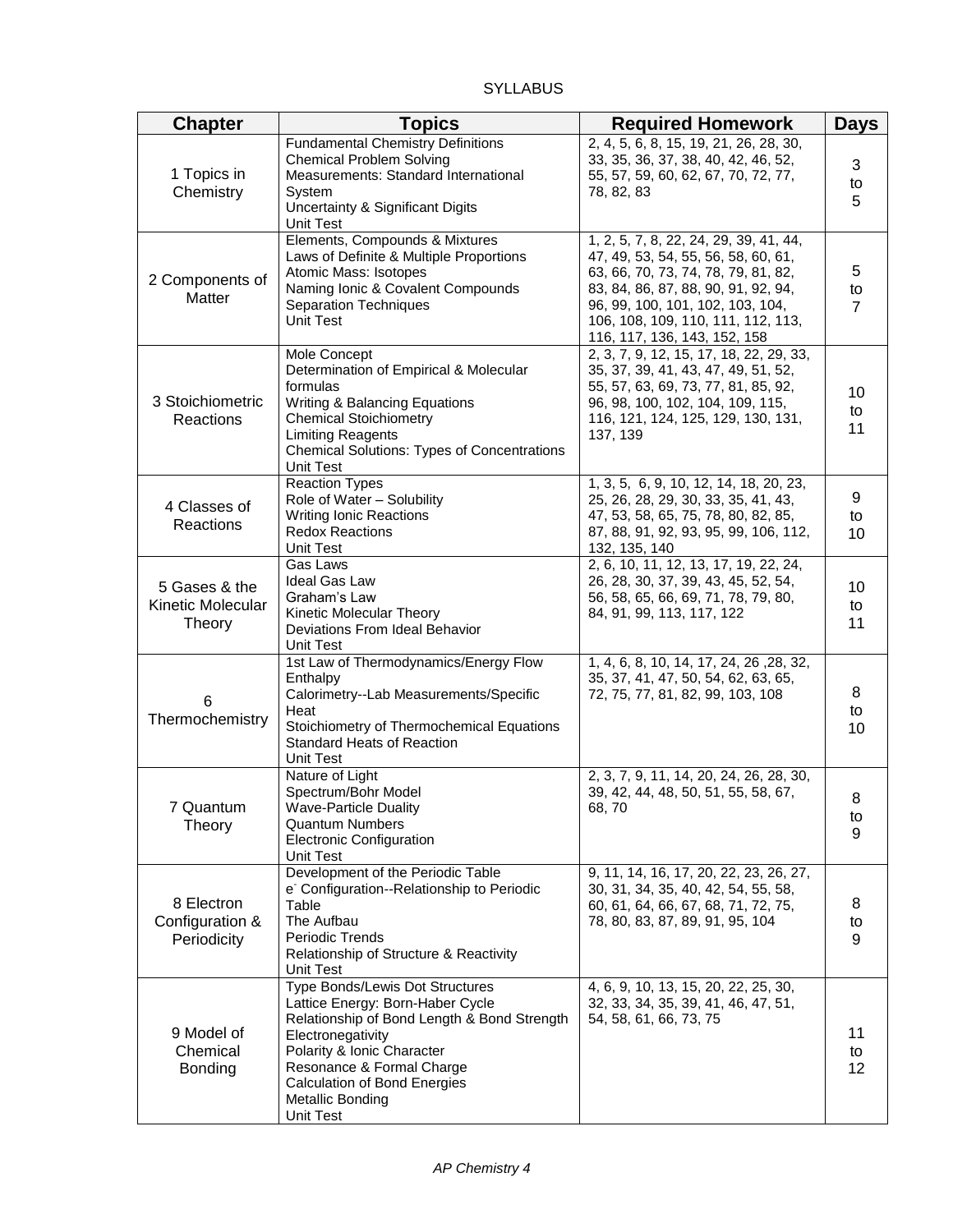SYLLABUS

| Chapter | Topics | Required Homework | Days |
|---|---|---|---|
| 1 Topics in Chemistry | Fundamental Chemistry Definitions<br>Chemical Problem Solving<br>Measurements: Standard International System<br>Uncertainty & Significant Digits<br>Unit Test | 2, 4, 5, 6, 8, 15, 19, 21, 26, 28, 30, 33, 35, 36, 37, 38, 40, 42, 46, 52, 55, 57, 59, 60, 62, 67, 70, 72, 77, 78, 82, 83 | 3 to 5 |
| 2 Components of Matter | Elements, Compounds & Mixtures<br>Laws of Definite & Multiple Proportions<br>Atomic Mass: Isotopes<br>Naming Ionic & Covalent Compounds<br>Separation Techniques<br>Unit Test | 1, 2, 5, 7, 8, 22, 24, 29, 39, 41, 44, 47, 49, 53, 54, 55, 56, 58, 60, 61, 63, 66, 70, 73, 74, 78, 79, 81, 82, 83, 84, 86, 87, 88, 90, 91, 92, 94, 96, 99, 100, 101, 102, 103, 104, 106, 108, 109, 110, 111, 112, 113, 116, 117, 136, 143, 152, 158 | 5 to 7 |
| 3 Stoichiometric Reactions | Mole Concept<br>Determination of Empirical & Molecular formulas<br>Writing & Balancing Equations<br>Chemical Stoichiometry<br>Limiting Reagents<br>Chemical Solutions: Types of Concentrations<br>Unit Test | 2, 3, 7, 9, 12, 15, 17, 18, 22, 29, 33, 35, 37, 39, 41, 43, 47, 49, 51, 52, 55, 57, 63, 69, 73, 77, 81, 85, 92, 96, 98, 100, 102, 104, 109, 115, 116, 121, 124, 125, 129, 130, 131, 137, 139 | 10 to 11 |
| 4 Classes of Reactions | Reaction Types<br>Role of Water – Solubility<br>Writing Ionic Reactions<br>Redox Reactions<br>Unit Test | 1, 3, 5, 6, 9, 10, 12, 14, 18, 20, 23, 25, 26, 28, 29, 30, 33, 35, 41, 43, 47, 53, 58, 65, 75, 78, 80, 82, 85, 87, 88, 91, 92, 93, 95, 99, 106, 112, 132, 135, 140 | 9 to 10 |
| 5 Gases & the Kinetic Molecular Theory | Gas Laws<br>Ideal Gas Law<br>Graham's Law<br>Kinetic Molecular Theory<br>Deviations From Ideal Behavior<br>Unit Test | 2, 6, 10, 11, 12, 13, 17, 19, 22, 24, 26, 28, 30, 37, 39, 43, 45, 52, 54, 56, 58, 65, 66, 69, 71, 78, 79, 80, 84, 91, 99, 113, 117, 122 | 10 to 11 |
| 6 Thermochemistry | 1st Law of Thermodynamics/Energy Flow<br>Enthalpy<br>Calorimetry--Lab Measurements/Specific Heat<br>Stoichiometry of Thermochemical Equations<br>Standard Heats of Reaction<br>Unit Test | 1, 4, 6, 8, 10, 14, 17, 24, 26 ,28, 32, 35, 37, 41, 47, 50, 54, 62, 63, 65, 72, 75, 77, 81, 82, 99, 103, 108 | 8 to 10 |
| 7 Quantum Theory | Nature of Light<br>Spectrum/Bohr Model<br>Wave-Particle Duality<br>Quantum Numbers<br>Electronic Configuration<br>Unit Test | 2, 3, 7, 9, 11, 14, 20, 24, 26, 28, 30, 39, 42, 44, 48, 50, 51, 55, 58, 67, 68, 70 | 8 to 9 |
| 8 Electron Configuration & Periodicity | Development of the Periodic Table<br>$e^-$ Configuration--Relationship to Periodic Table<br>The Aufbau<br>Periodic Trends<br>Relationship of Structure & Reactivity<br>Unit Test | 9, 11, 14, 16, 17, 20, 22, 23, 26, 27, 30, 31, 34, 35, 40, 42, 54, 55, 58, 60, 61, 64, 66, 67, 68, 71, 72, 75, 78, 80, 83, 87, 89, 91, 95, 104 | 8 to 9 |
| 9 Model of Chemical Bonding | Type Bonds/Lewis Dot Structures<br>Lattice Energy: Born-Haber Cycle<br>Relationship of Bond Length & Bond Strength<br>Electronegativity<br>Polarity & Ionic Character<br>Resonance & Formal Charge<br>Calculation of Bond Energies<br>Metallic Bonding<br>Unit Test | 4, 6, 9, 10, 13, 15, 20, 22, 25, 30, 32, 33, 34, 35, 39, 41, 46, 47, 51, 54, 58, 61, 66, 73, 75 | 11 to 12 |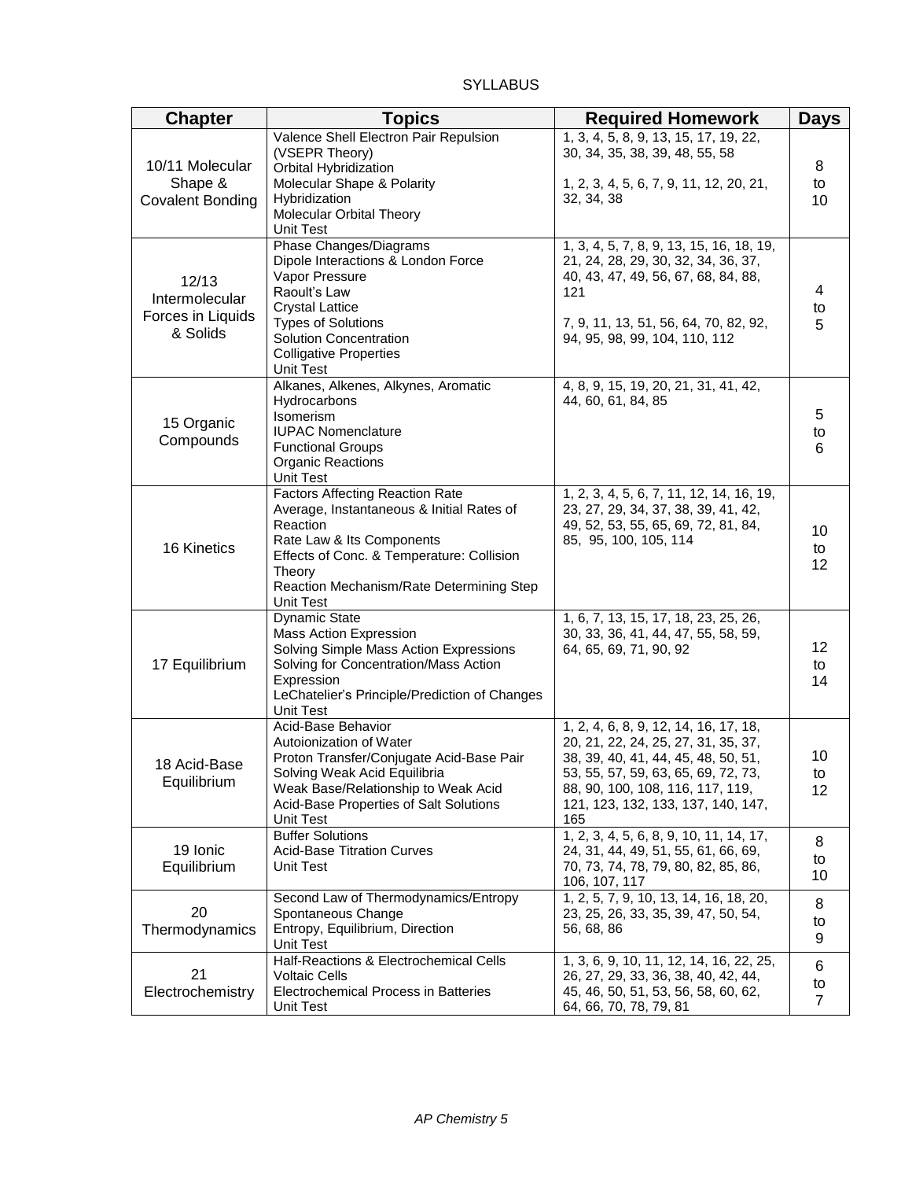SYLLABUS

| Chapter | Topics | Required Homework | Days |
|---|---|---|---|
| 10/11 Molecular Shape & Covalent Bonding | Valence Shell Electron Pair Repulsion (VSEPR Theory)<br>Orbital Hybridization<br>Molecular Shape & Polarity<br>Hybridization<br>Molecular Orbital Theory<br>Unit Test | 1, 3, 4, 5, 8, 9, 13, 15, 17, 19, 22, 30, 34, 35, 38, 39, 48, 55, 58<br><br>1, 2, 3, 4, 5, 6, 7, 9, 11, 12, 20, 21, 32, 34, 38 | 8 to 10 |
| 12/13 Intermolecular Forces in Liquids & Solids | Phase Changes/Diagrams<br>Dipole Interactions & London Force<br>Vapor Pressure<br>Raoult's Law<br>Crystal Lattice<br>Types of Solutions<br>Solution Concentration<br>Colligative Properties<br>Unit Test | 1, 3, 4, 5, 7, 8, 9, 13, 15, 16, 18, 19, 21, 24, 28, 29, 30, 32, 34, 36, 37, 40, 43, 47, 49, 56, 67, 68, 84, 88, 121<br><br>7, 9, 11, 13, 51, 56, 64, 70, 82, 92, 94, 95, 98, 99, 104, 110, 112 | 4 to 5 |
| 15 Organic Compounds | Alkanes, Alkenes, Alkynes, Aromatic Hydrocarbons<br>Isomerism<br>IUPAC Nomenclature<br>Functional Groups<br>Organic Reactions<br>Unit Test | 4, 8, 9, 15, 19, 20, 21, 31, 41, 42, 44, 60, 61, 84, 85 | 5 to 6 |
| 16 Kinetics | Factors Affecting Reaction Rate<br>Average, Instantaneous & Initial Rates of Reaction<br>Rate Law & Its Components<br>Effects of Conc. & Temperature: Collision Theory<br>Reaction Mechanism/Rate Determining Step<br>Unit Test | 1, 2, 3, 4, 5, 6, 7, 11, 12, 14, 16, 19, 23, 27, 29, 34, 37, 38, 39, 41, 42, 49, 52, 53, 55, 65, 69, 72, 81, 84, 85, 95, 100, 105, 114 | 10 to 12 |
| 17 Equilibrium | Dynamic State<br>Mass Action Expression<br>Solving Simple Mass Action Expressions<br>Solving for Concentration/Mass Action Expression<br>LeChatelier's Principle/Prediction of Changes<br>Unit Test | 1, 6, 7, 13, 15, 17, 18, 23, 25, 26, 30, 33, 36, 41, 44, 47, 55, 58, 59, 64, 65, 69, 71, 90, 92 | 12 to 14 |
| 18 Acid-Base Equilibrium | Acid-Base Behavior<br>Autoionization of Water<br>Proton Transfer/Conjugate Acid-Base Pair<br>Solving Weak Acid Equilibria<br>Weak Base/Relationship to Weak Acid<br>Acid-Base Properties of Salt Solutions<br>Unit Test | 1, 2, 4, 6, 8, 9, 12, 14, 16, 17, 18, 20, 21, 22, 24, 25, 27, 31, 35, 37, 38, 39, 40, 41, 44, 45, 48, 50, 51, 53, 55, 57, 59, 63, 65, 69, 72, 73, 88, 90, 100, 108, 116, 117, 119, 121, 123, 132, 133, 137, 140, 147, 165 | 10 to 12 |
| 19 Ionic Equilibrium | Buffer Solutions<br>Acid-Base Titration Curves<br>Unit Test | 1, 2, 3, 4, 5, 6, 8, 9, 10, 11, 14, 17, 24, 31, 44, 49, 51, 55, 61, 66, 69, 70, 73, 74, 78, 79, 80, 82, 85, 86, 106, 107, 117 | 8 to 10 |
| 20 Thermodynamics | Second Law of Thermodynamics/Entropy<br>Spontaneous Change<br>Entropy, Equilibrium, Direction<br>Unit Test | 1, 2, 5, 7, 9, 10, 13, 14, 16, 18, 20, 23, 25, 26, 33, 35, 39, 47, 50, 54, 56, 68, 86 | 8 to 9 |
| 21 Electrochemistry | Half-Reactions & Electrochemical Cells<br>Voltaic Cells<br>Electrochemical Process in Batteries<br>Unit Test | 1, 3, 6, 9, 10, 11, 12, 14, 16, 22, 25, 26, 27, 29, 33, 36, 38, 40, 42, 44, 45, 46, 50, 51, 53, 56, 58, 60, 62, 64, 66, 70, 78, 79, 81 | 6 to 7 |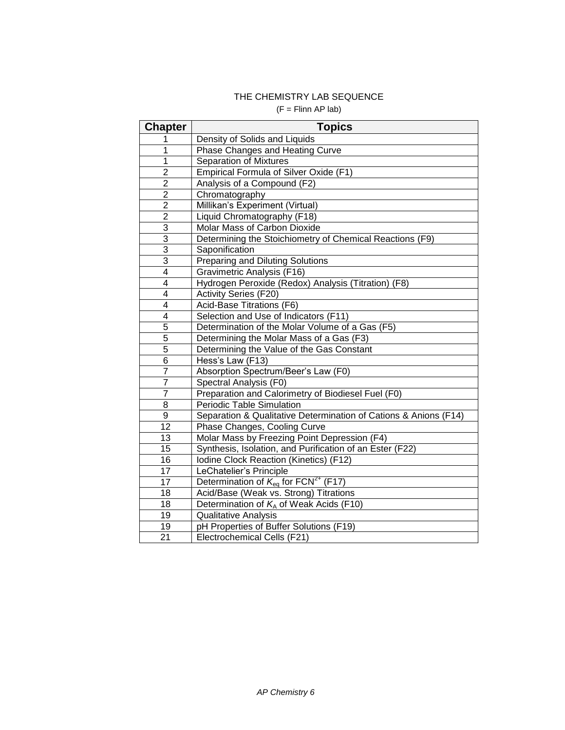# THE CHEMISTRY LAB SEQUENCE

(F = Flinn AP lab)

| Chapter | Topics |
|---|---|
| 1 | Density of Solids and Liquids |
| 1 | Phase Changes and Heating Curve |
| 1 | Separation of Mixtures |
| 2 | Empirical Formula of Silver Oxide (F1) |
| 2 | Analysis of a Compound (F2) |
| 2 | Chromatography |
| 2 | Millikan's Experiment (Virtual) |
| 2 | Liquid Chromatography (F18) |
| 3 | Molar Mass of Carbon Dioxide |
| 3 | Determining the Stoichiometry of Chemical Reactions (F9) |
| 3 | Saponification |
| 3 | Preparing and Diluting Solutions |
| 4 | Gravimetric Analysis (F16) |
| 4 | Hydrogen Peroxide (Redox) Analysis (Titration) (F8) |
| 4 | Activity Series (F20) |
| 4 | Acid-Base Titrations (F6) |
| 4 | Selection and Use of Indicators (F11) |
| 5 | Determination of the Molar Volume of a Gas (F5) |
| 5 | Determining the Molar Mass of a Gas (F3) |
| 5 | Determining the Value of the Gas Constant |
| 6 | Hess's Law (F13) |
| 7 | Absorption Spectrum/Beer's Law (F0) |
| 7 | Spectral Analysis (F0) |
| 7 | Preparation and Calorimetry of Biodiesel Fuel (F0) |
| 8 | Periodic Table Simulation |
| 9 | Separation & Qualitative Determination of Cations & Anions (F14) |
| 12 | Phase Changes, Cooling Curve |
| 13 | Molar Mass by Freezing Point Depression (F4) |
| 15 | Synthesis, Isolation, and Purification of an Ester (F22) |
| 16 | Iodine Clock Reaction (Kinetics) (F12) |
| 17 | LeChatelier's Principle |
| 17 | Determination of $K_{eq}$ for $FCN^{2+}$ (F17) |
| 18 | Acid/Base (Weak vs. Strong) Titrations |
| 18 | Determination of $K_A$ of Weak Acids (F10) |
| 19 | Qualitative Analysis |
| 19 | pH Properties of Buffer Solutions (F19) |
| 21 | Electrochemical Cells (F21) |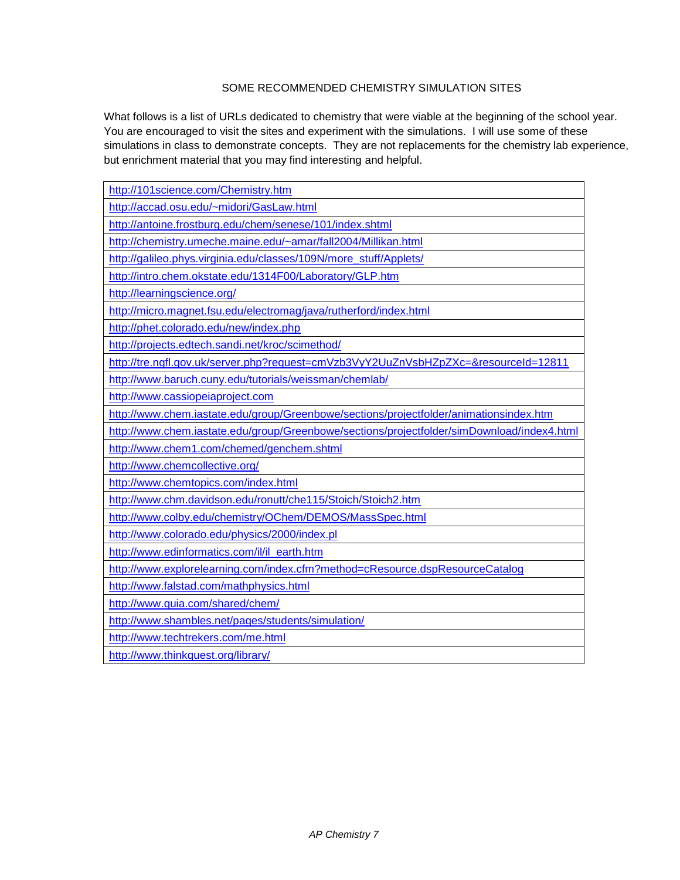## SOME RECOMMENDED CHEMISTRY SIMULATION SITES

What follows is a list of URLs dedicated to chemistry that were viable at the beginning of the school year. You are encouraged to visit the sites and experiment with the simulations. I will use some of these simulations in class to demonstrate concepts. They are not replacements for the chemistry lab experience, but enrichment material that you may find interesting and helpful.

| |
|---|
| http://101science.com/Chemistry.htm |
| http://accad.osu.edu/~midori/GasLaw.html |
| http://antoine.frostburg.edu/chem/senese/101/index.shtml |
| http://chemistry.umeche.maine.edu/~amar/fall2004/Millikan.html |
| http://galileo.phys.virginia.edu/classes/109N/more_stuff/Applets/ |
| http://intro.chem.okstate.edu/1314F00/Laboratory/GLP.htm |
| http://learningscience.org/ |
| http://micro.magnet.fsu.edu/electromag/java/rutherford/index.html |
| http://phet.colorado.edu/new/index.php |
| http://projects.edtech.sandi.net/kroc/scimethod/ |
| http://tre.ngfl.gov.uk/server.php?request=cmVzb3VyY2UuZnVsbHZpZXc=&resourceId=12811 |
| http://www.baruch.cuny.edu/tutorials/weissman/chemlab/ |
| http://www.cassiopeiaproject.com |
| http://www.chem.iastate.edu/group/Greenbowe/sections/projectfolder/animationsindex.htm |
| http://www.chem.iastate.edu/group/Greenbowe/sections/projectfolder/simDownload/index4.html |
| http://www.chem1.com/chemed/genchem.shtml |
| http://www.chemcollective.org/ |
| http://www.chemtopics.com/index.html |
| http://www.chm.davidson.edu/ronutt/che115/Stoich/Stoich2.htm |
| http://www.colby.edu/chemistry/OChem/DEMOS/MassSpec.html |
| http://www.colorado.edu/physics/2000/index.pl |
| http://www.edinformatics.com/il/il_earth.htm |
| http://www.explorelearning.com/index.cfm?method=cResource.dspResourceCatalog |
| http://www.falstad.com/mathphysics.html |
| http://www.quia.com/shared/chem/ |
| http://www.shambles.net/pages/students/simulation/ |
| http://www.techtrekers.com/me.html |
| http://www.thinkquest.org/library/ |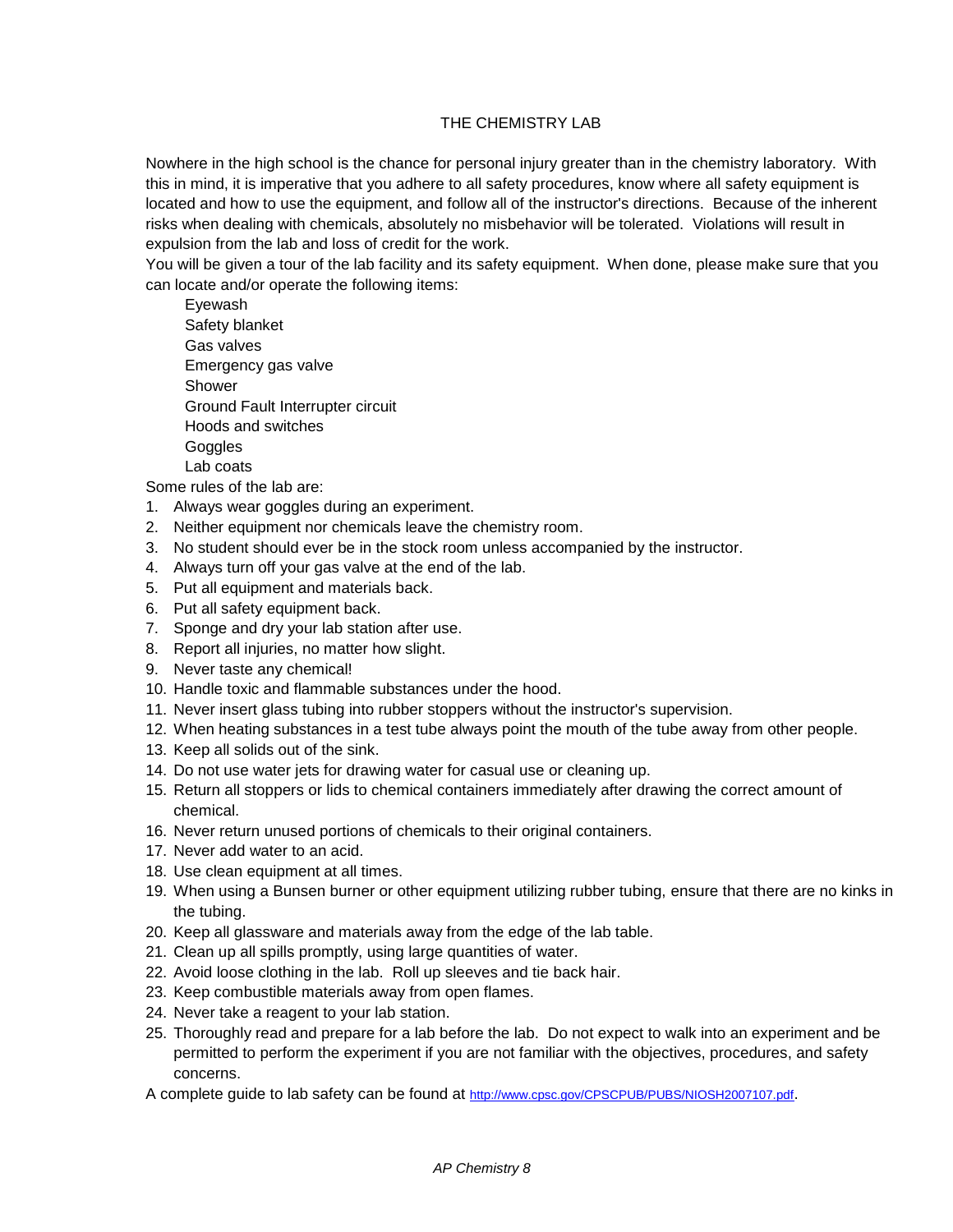# THE CHEMISTRY LAB

Nowhere in the high school is the chance for personal injury greater than in the chemistry laboratory. With this in mind, it is imperative that you adhere to all safety procedures, know where all safety equipment is located and how to use the equipment, and follow all of the instructor's directions. Because of the inherent risks when dealing with chemicals, absolutely no misbehavior will be tolerated. Violations will result in expulsion from the lab and loss of credit for the work.

You will be given a tour of the lab facility and its safety equipment. When done, please make sure that you can locate and/or operate the following items:

- Eyewash
- Safety blanket
- Gas valves
- Emergency gas valve
- Shower
- Ground Fault Interrupter circuit
- Hoods and switches
- Goggles
- Lab coats

Some rules of the lab are:

1. Always wear goggles during an experiment.
2. Neither equipment nor chemicals leave the chemistry room.
3. No student should ever be in the stock room unless accompanied by the instructor.
4. Always turn off your gas valve at the end of the lab.
5. Put all equipment and materials back.
6. Put all safety equipment back.
7. Sponge and dry your lab station after use.
8. Report all injuries, no matter how slight.
9. Never taste any chemical!
10. Handle toxic and flammable substances under the hood.
11. Never insert glass tubing into rubber stoppers without the instructor's supervision.
12. When heating substances in a test tube always point the mouth of the tube away from other people.
13. Keep all solids out of the sink.
14. Do not use water jets for drawing water for casual use or cleaning up.
15. Return all stoppers or lids to chemical containers immediately after drawing the correct amount of chemical.
16. Never return unused portions of chemicals to their original containers.
17. Never add water to an acid.
18. Use clean equipment at all times.
19. When using a Bunsen burner or other equipment utilizing rubber tubing, ensure that there are no kinks in the tubing.
20. Keep all glassware and materials away from the edge of the lab table.
21. Clean up all spills promptly, using large quantities of water.
22. Avoid loose clothing in the lab. Roll up sleeves and tie back hair.
23. Keep combustible materials away from open flames.
24. Never take a reagent to your lab station.
25. Thoroughly read and prepare for a lab before the lab. Do not expect to walk into an experiment and be permitted to perform the experiment if you are not familiar with the objectives, procedures, and safety concerns.

A complete guide to lab safety can be found at http://www.cpsc.gov/CPSCPUB/PUBS/NIOSH2007107.pdf.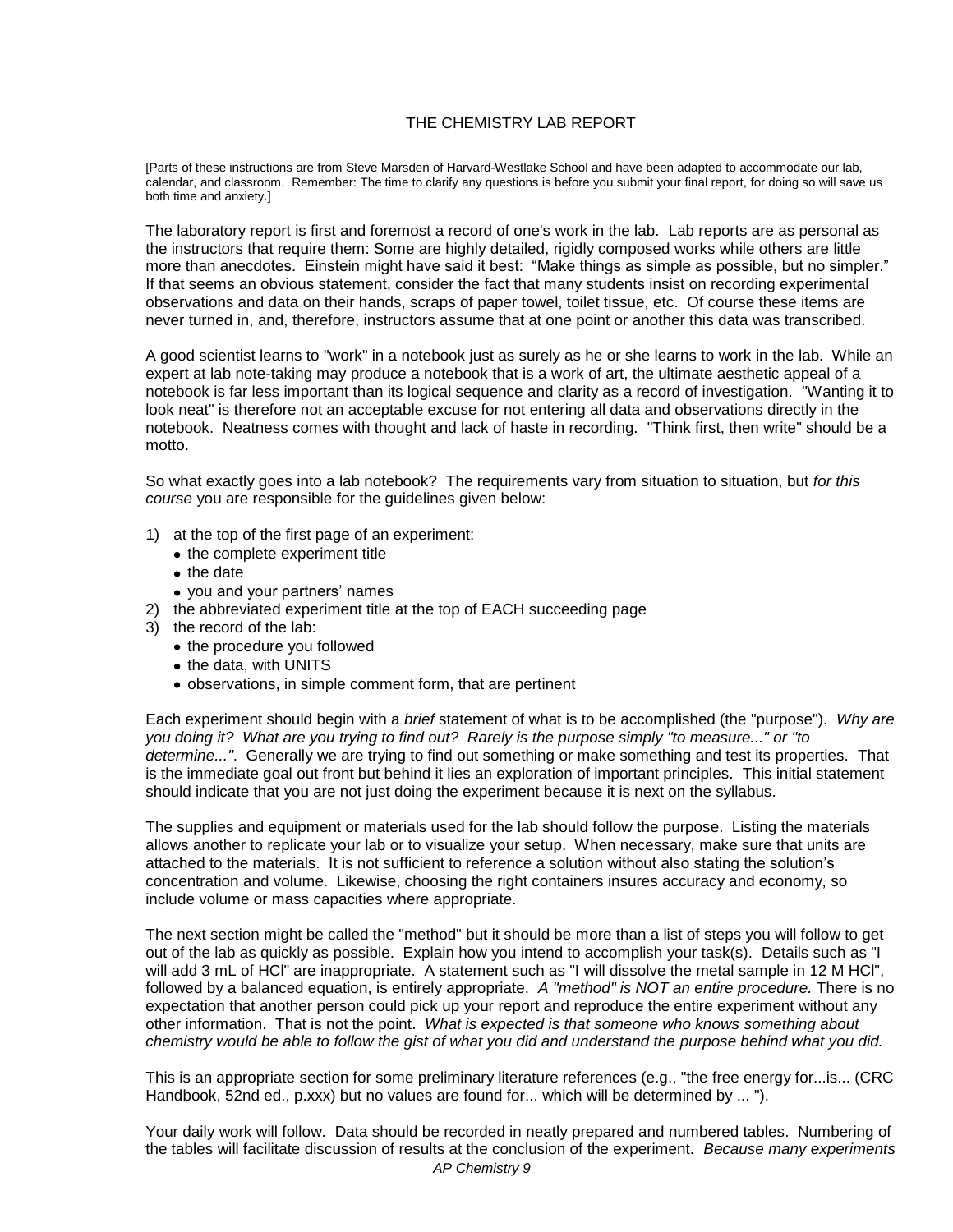# THE CHEMISTRY LAB REPORT

[Parts of these instructions are from Steve Marsden of Harvard-Westlake School and have been adapted to accommodate our lab, calendar, and classroom. Remember: The time to clarify any questions is before you submit your final report, for doing so will save us both time and anxiety.]

The laboratory report is first and foremost a record of one's work in the lab. Lab reports are as personal as the instructors that require them: Some are highly detailed, rigidly composed works while others are little more than anecdotes. Einstein might have said it best: "Make things as simple as possible, but no simpler." If that seems an obvious statement, consider the fact that many students insist on recording experimental observations and data on their hands, scraps of paper towel, toilet tissue, etc. Of course these items are never turned in, and, therefore, instructors assume that at one point or another this data was transcribed.

A good scientist learns to "work" in a notebook just as surely as he or she learns to work in the lab. While an expert at lab note-taking may produce a notebook that is a work of art, the ultimate aesthetic appeal of a notebook is far less important than its logical sequence and clarity as a record of investigation. "Wanting it to look neat" is therefore not an acceptable excuse for not entering all data and observations directly in the notebook. Neatness comes with thought and lack of haste in recording. "Think first, then write" should be a motto.

So what exactly goes into a lab notebook? The requirements vary from situation to situation, but *for this course* you are responsible for the guidelines given below:

1) at the top of the first page of an experiment:
   - the complete experiment title
   - the date
   - you and your partners' names
2) the abbreviated experiment title at the top of EACH succeeding page
3) the record of the lab:
   - the procedure you followed
   - the data, with UNITS
   - observations, in simple comment form, that are pertinent

Each experiment should begin with a *brief* statement of what is to be accomplished (the "purpose"). *Why are you doing it? What are you trying to find out? Rarely is the purpose simply "to measure..." or "to determine..."*. Generally we are trying to find out something or make something and test its properties. That is the immediate goal out front but behind it lies an exploration of important principles. This initial statement should indicate that you are not just doing the experiment because it is next on the syllabus.

The supplies and equipment or materials used for the lab should follow the purpose. Listing the materials allows another to replicate your lab or to visualize your setup. When necessary, make sure that units are attached to the materials. It is not sufficient to reference a solution without also stating the solution's concentration and volume. Likewise, choosing the right containers insures accuracy and economy, so include volume or mass capacities where appropriate.

The next section might be called the "method" but it should be more than a list of steps you will follow to get out of the lab as quickly as possible. Explain how you intend to accomplish your task(s). Details such as "I will add 3 mL of HCl" are inappropriate. A statement such as "I will dissolve the metal sample in 12 M HCl", followed by a balanced equation, is entirely appropriate. *A "method" is NOT an entire procedure.* There is no expectation that another person could pick up your report and reproduce the entire experiment without any other information. That is not the point. *What is expected is that someone who knows something about chemistry would be able to follow the gist of what you did and understand the purpose behind what you did.*

This is an appropriate section for some preliminary literature references (e.g., "the free energy for...is... (CRC Handbook, 52nd ed., p.xxx) but no values are found for... which will be determined by ... ").

Your daily work will follow. Data should be recorded in neatly prepared and numbered tables. Numbering of the tables will facilitate discussion of results at the conclusion of the experiment. *Because many experiments*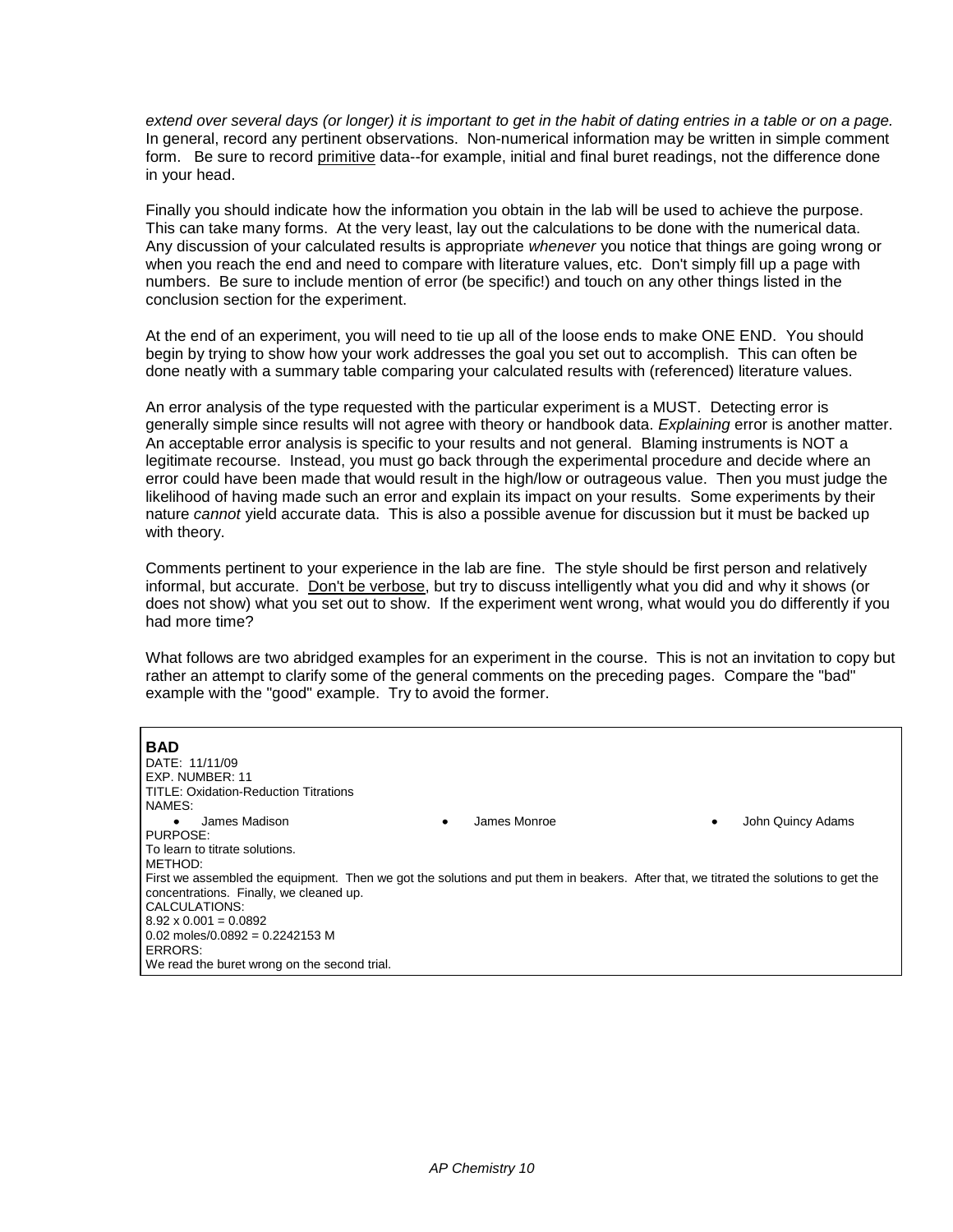*extend over several days (or longer) it is important to get in the habit of dating entries in a table or on a page.* In general, record any pertinent observations. Non-numerical information may be written in simple comment form. Be sure to record primitive data--for example, initial and final buret readings, not the difference done in your head.

Finally you should indicate how the information you obtain in the lab will be used to achieve the purpose. This can take many forms. At the very least, lay out the calculations to be done with the numerical data. Any discussion of your calculated results is appropriate *whenever* you notice that things are going wrong or when you reach the end and need to compare with literature values, etc. Don't simply fill up a page with numbers. Be sure to include mention of error (be specific!) and touch on any other things listed in the conclusion section for the experiment.

At the end of an experiment, you will need to tie up all of the loose ends to make ONE END. You should begin by trying to show how your work addresses the goal you set out to accomplish. This can often be done neatly with a summary table comparing your calculated results with (referenced) literature values.

An error analysis of the type requested with the particular experiment is a MUST. Detecting error is generally simple since results will not agree with theory or handbook data. *Explaining* error is another matter. An acceptable error analysis is specific to your results and not general. Blaming instruments is NOT a legitimate recourse. Instead, you must go back through the experimental procedure and decide where an error could have been made that would result in the high/low or outrageous value. Then you must judge the likelihood of having made such an error and explain its impact on your results. Some experiments by their nature *cannot* yield accurate data. This is also a possible avenue for discussion but it must be backed up with theory.

Comments pertinent to your experience in the lab are fine. The style should be first person and relatively informal, but accurate. Don't be verbose, but try to discuss intelligently what you did and why it shows (or does not show) what you set out to show. If the experiment went wrong, what would you do differently if you had more time?

What follows are two abridged examples for an experiment in the course. This is not an invitation to copy but rather an attempt to clarify some of the general comments on the preceding pages. Compare the "bad" example with the "good" example. Try to avoid the former.

**BAD**

DATE: 11/11/09
EXP. NUMBER: 11
TITLE: Oxidation-Reduction Titrations
NAMES:

- James Madison
- James Monroe
- John Quincy Adams

PURPOSE:
To learn to titrate solutions.
METHOD:
First we assembled the equipment. Then we got the solutions and put them in beakers. After that, we titrated the solutions to get the concentrations. Finally, we cleaned up.
CALCULATIONS:
$8.92 \times 0.001 = 0.0892$
$0.02$ moles$/0.0892 = 0.2242153$ M
ERRORS:
We read the buret wrong on the second trial.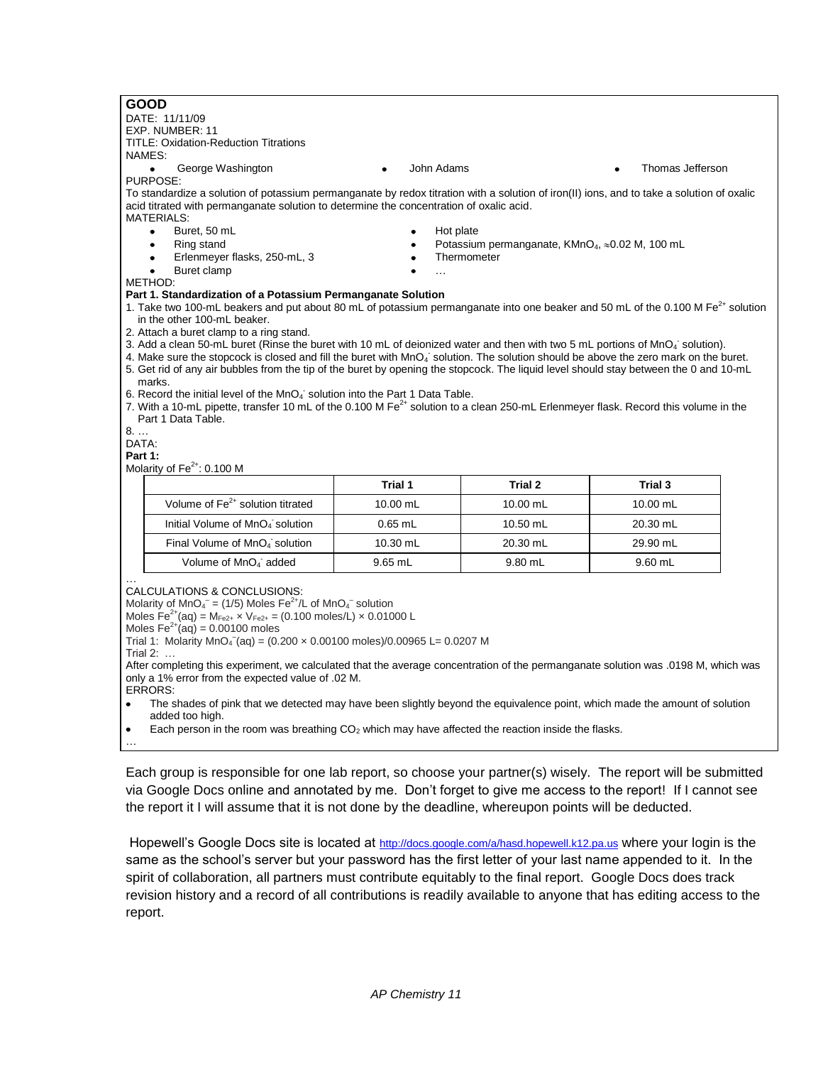**GOOD**

DATE: 11/11/09

EXP. NUMBER: 11

TITLE: Oxidation-Reduction Titrations

NAMES:

- George Washington
- John Adams
- Thomas Jefferson

PURPOSE:

To standardize a solution of potassium permanganate by redox titration with a solution of iron(II) ions, and to take a solution of oxalic acid titrated with permanganate solution to determine the concentration of oxalic acid.

MATERIALS:

- Buret, 50 mL
- Ring stand
- Erlenmeyer flasks, 250-mL, 3
- Buret clamp
- Hot plate
- Potassium permanganate, $KMnO_4$, ≈0.02 M, 100 mL
- Thermometer
- …

METHOD:

**Part 1. Standardization of a Potassium Permanganate Solution**

1. Take two 100-mL beakers and put about 80 mL of potassium permanganate into one beaker and 50 mL of the 0.100 M $Fe^{2+}$ solution in the other 100-mL beaker.
2. Attach a buret clamp to a ring stand.
3. Add a clean 50-mL buret (Rinse the buret with 10 mL of deionized water and then with two 5 mL portions of $MnO_4^-$ solution).
4. Make sure the stopcock is closed and fill the buret with $MnO_4^-$ solution. The solution should be above the zero mark on the buret.
5. Get rid of any air bubbles from the tip of the buret by opening the stopcock. The liquid level should stay between the 0 and 10-mL marks.
6. Record the initial level of the $MnO_4^-$ solution into the Part 1 Data Table.
7. With a 10-mL pipette, transfer 10 mL of the 0.100 M $Fe^{2+}$ solution to a clean 250-mL Erlenmeyer flask. Record this volume in the Part 1 Data Table.
8. …

DATA:

**Part 1:**

Molarity of $Fe^{2+}$: 0.100 M

| | Trial 1 | Trial 2 | Trial 3 |
|---|---|---|---|
| Volume of $Fe^{2+}$ solution titrated | 10.00 mL | 10.00 mL | 10.00 mL |
| Initial Volume of $MnO_4^-$ solution | 0.65 mL | 10.50 mL | 20.30 mL |
| Final Volume of $MnO_4^-$ solution | 10.30 mL | 20.30 mL | 29.90 mL |
| Volume of $MnO_4^-$ added | 9.65 mL | 9.80 mL | 9.60 mL |

…

CALCULATIONS & CONCLUSIONS:

Molarity of $MnO_4^-$ = (1/5) Moles $Fe^{2+}$/L of $MnO_4^-$ solution

Moles $Fe^{2+}(aq) = M_{Fe2+} \times V_{Fe2+}$ = (0.100 moles/L) × 0.01000 L

Moles $Fe^{2+}(aq)$ = 0.00100 moles

Trial 1: Molarity $MnO_4^-(aq)$ = (0.200 × 0.00100 moles)/0.00965 L= 0.0207 M

Trial 2: …

After completing this experiment, we calculated that the average concentration of the permanganate solution was .0198 M, which was only a 1% error from the expected value of .02 M.

ERRORS:

- The shades of pink that we detected may have been slightly beyond the equivalence point, which made the amount of solution added too high.
- Each person in the room was breathing $CO_2$ which may have affected the reaction inside the flasks.

…

Each group is responsible for one lab report, so choose your partner(s) wisely. The report will be submitted via Google Docs online and annotated by me. Don't forget to give me access to the report! If I cannot see the report it I will assume that it is not done by the deadline, whereupon points will be deducted.

Hopewell's Google Docs site is located at http://docs.google.com/a/hasd.hopewell.k12.pa.us where your login is the same as the school's server but your password has the first letter of your last name appended to it. In the spirit of collaboration, all partners must contribute equitably to the final report. Google Docs does track revision history and a record of all contributions is readily available to anyone that has editing access to the report.